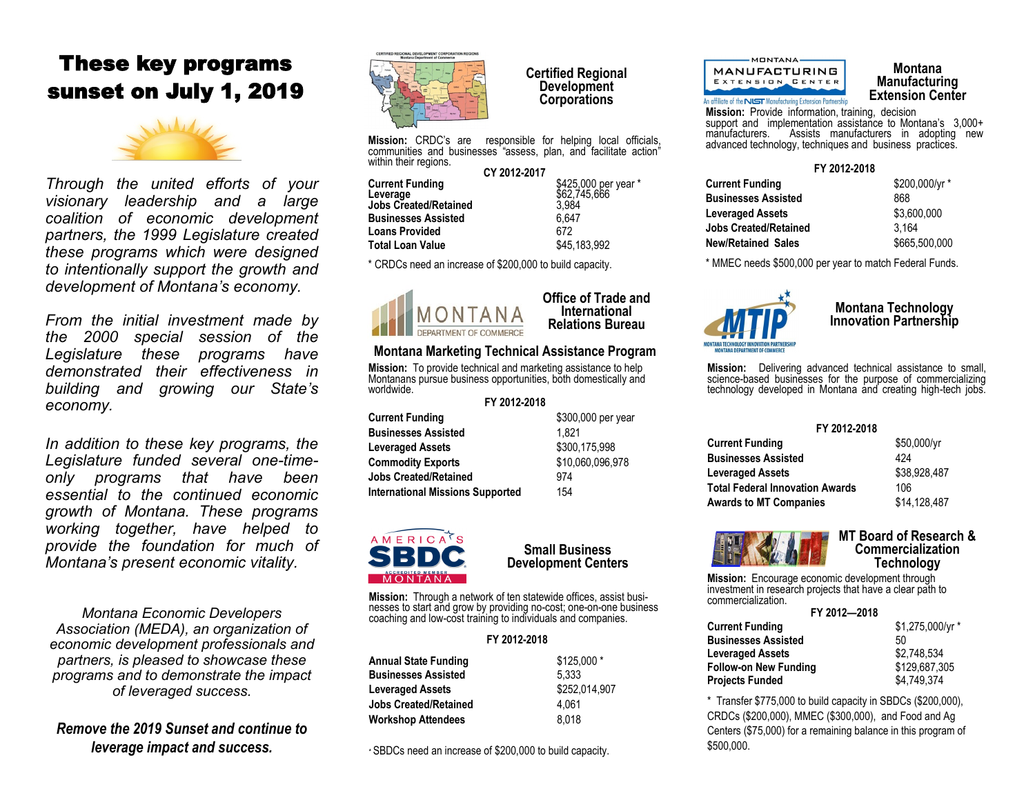# These key programs sunset on July 1, 2019

*Through the united efforts of your visionary leadership and a large coalition of economic development partners, the 1999 Legislature created these programs which were designed to intentionally support the growth and development of Montana's economy.*

*From the initial investment made by the 2000 special session of the Legislature these programs have demonstrated their effectiveness in building and growing our State's economy.*

*In addition to these key programs, the Legislature funded several one-time-only programs that have been essential to the continued economic growth of Montana. These programs working together, have helped to provide the foundation for much of Montana's present economic vitality.*

*Montana Economic Developers Association (MEDA), an organization of economic development professionals and partners, is pleased to showcase these programs and to demonstrate the impact of leveraged success.*

***Remove the 2019 Sunset and continue to leverage impact and success.***

## Certified Regional Development Corporations

**Mission:** CRDC's are responsible for helping local officials, communities and businesses "assess, plan, and facilitate action" within their regions.

| CY 2012-2017 | |
|---|---|
| **Current Funding** | $425,000 per year * |
| **Leverage** | $62,745,666 |
| **Jobs Created/Retained** | 3,984 |
| **Businesses Assisted** | 6,647 |
| **Loans Provided** | 672 |
| **Total Loan Value** | $45,183,992 |

* CRDCs need an increase of $200,000 to build capacity.

## Office of Trade and International Relations Bureau

### Montana Marketing Technical Assistance Program

**Mission:** To provide technical and marketing assistance to help Montanans pursue business opportunities, both domestically and worldwide.

| FY 2012-2018 | |
|---|---|
| **Current Funding** | $300,000 per year |
| **Businesses Assisted** | 1,821 |
| **Leveraged Assets** | $300,175,998 |
| **Commodity Exports** | $10,060,096,978 |
| **Jobs Created/Retained** | 974 |
| **International Missions Supported** | 154 |

## Small Business Development Centers

**Mission:** Through a network of ten statewide offices, assist businesses to start and grow by providing no-cost; one-on-one business coaching and low-cost training to individuals and companies.

| FY 2012-2018 | |
|---|---|
| **Annual State Funding** | $125,000 * |
| **Businesses Assisted** | 5,333 |
| **Leveraged Assets** | $252,014,907 |
| **Jobs Created/Retained** | 4,061 |
| **Workshop Attendees** | 8,018 |

* SBDCs need an increase of $200,000 to build capacity.

## Montana Manufacturing Extension Center

**Mission:** Provide information, training, decision support and implementation assistance to Montana's 3,000+ manufacturers. Assists manufacturers in adopting new advanced technology, techniques and business practices.

| FY 2012-2018 | |
|---|---|
| **Current Funding** | $200,000/yr * |
| **Businesses Assisted** | 868 |
| **Leveraged Assets** | $3,600,000 |
| **Jobs Created/Retained** | 3,164 |
| **New/Retained Sales** | $665,500,000 |

* MMEC needs $500,000 per year to match Federal Funds.

## Montana Technology Innovation Partnership

**Mission:** Delivering advanced technical assistance to small, science-based businesses for the purpose of commercializing technology developed in Montana and creating high-tech jobs.

| FY 2012-2018 | |
|---|---|
| **Current Funding** | $50,000/yr |
| **Businesses Assisted** | 424 |
| **Leveraged Assets** | $38,928,487 |
| **Total Federal Innovation Awards** | 106 |
| **Awards to MT Companies** | $14,128,487 |

## MT Board of Research & Commercialization Technology

**Mission:** Encourage economic development through investment in research projects that have a clear path to commercialization.

| FY 2012—2018 | |
|---|---|
| **Current Funding** | $1,275,000/yr * |
| **Businesses Assisted** | 50 |
| **Leveraged Assets** | $2,748,534 |
| **Follow-on New Funding** | $129,687,305 |
| **Projects Funded** | $4,749,374 |

* Transfer $775,000 to build capacity in SBDCs ($200,000), CRDCs ($200,000), MMEC ($300,000), and Food and Ag Centers ($75,000) for a remaining balance in this program of $500,000.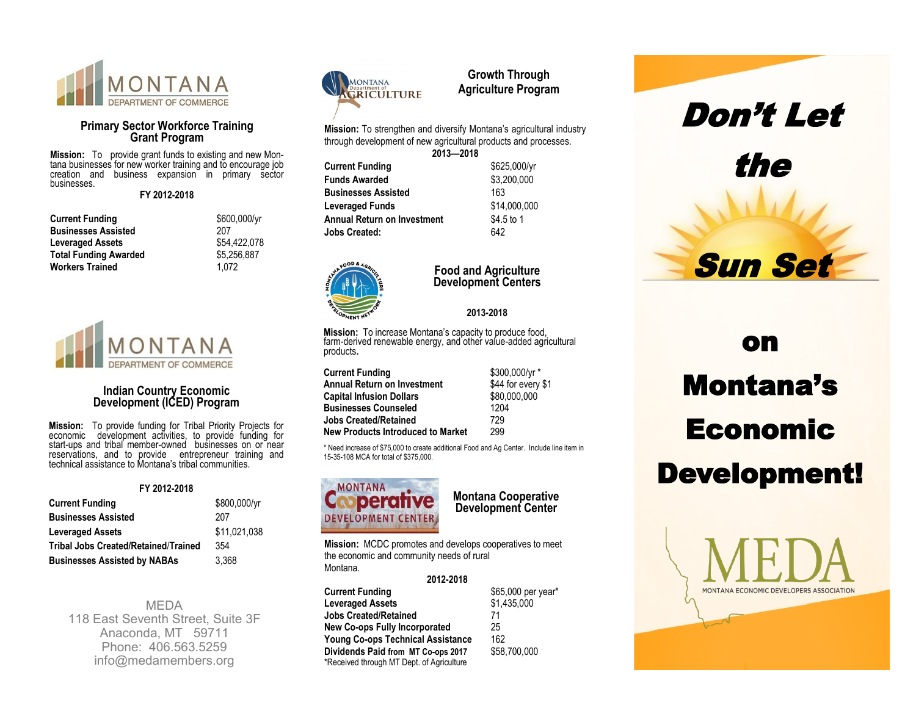MONTANA DEPARTMENT OF COMMERCE

## Primary Sector Workforce Training Grant Program

**Mission:** To provide grant funds to existing and new Montana businesses for new worker training and to encourage job creation and business expansion in primary sector businesses.

**FY 2012-2018**

| | |
|---|---|
| **Current Funding** | $600,000/yr |
| **Businesses Assisted** | 207 |
| **Leveraged Assets** | $54,422,078 |
| **Total Funding Awarded** | $5,256,887 |
| **Workers Trained** | 1,072 |

MONTANA DEPARTMENT OF COMMERCE

## Indian Country Economic Development (ICED) Program

**Mission:** To provide funding for Tribal Priority Projects for economic development activities, to provide funding for start-ups and tribal member-owned businesses on or near reservations, and to provide entrepreneur training and technical assistance to Montana's tribal communities.

**FY 2012-2018**

| | |
|---|---|
| **Current Funding** | $800,000/yr |
| **Businesses Assisted** | 207 |
| **Leveraged Assets** | $11,021,038 |
| **Tribal Jobs Created/Retained/Trained** | 354 |
| **Businesses Assisted by NABAs** | 3,368 |

MEDA
118 East Seventh Street, Suite 3F
Anaconda, MT 59711
Phone: 406.563.5259
info@medamembers.org

MONTANA Department of AGRICULTURE

## Growth Through Agriculture Program

**Mission:** To strengthen and diversify Montana's agricultural industry through development of new agricultural products and processes.

**2013—2018**

| | |
|---|---|
| **Current Funding** | $625,000/yr |
| **Funds Awarded** | $3,200,000 |
| **Businesses Assisted** | 163 |
| **Leveraged Funds** | $14,000,000 |
| **Annual Return on Investment** | $4.5 to 1 |
| **Jobs Created:** | 642 |

MONTANA FOOD & AGRICULTURE DEVELOPMENT NETWORK

## Food and Agriculture Development Centers

**2013-2018**

**Mission:** To increase Montana's capacity to produce food, farm-derived renewable energy, and other value-added agricultural products**.**

| | |
|---|---|
| **Current Funding** | $300,000/yr * |
| **Annual Return on Investment** | $44 for every $1 |
| **Capital Infusion Dollars** | $80,000,000 |
| **Businesses Counseled** | 1204 |
| **Jobs Created/Retained** | 729 |
| **New Products Introduced to Market** | 299 |

* Need increase of $75,000 to create additional Food and Ag Center. Include line item in 15-35-108 MCA for total of $375,000.

MONTANA Cooperative DEVELOPMENT CENTER

## Montana Cooperative Development Center

**Mission:** MCDC promotes and develops cooperatives to meet the economic and community needs of rural Montana.

**2012-2018**

| | |
|---|---|
| **Current Funding** | $65,000 per year* |
| **Leveraged Assets** | $1,435,000 |
| **Jobs Created/Retained** | 71 |
| **New Co-ops Fully Incorporated** | 25 |
| **Young Co-ops Technical Assistance** | 162 |
| **Dividends Paid from MT Co-ops 2017** | $58,700,000 |

*Received through MT Dept. of Agriculture

# Don't Let the Sun Set on Montana's Economic Development!

MEDA
MONTANA ECONOMIC DEVELOPERS ASSOCIATION